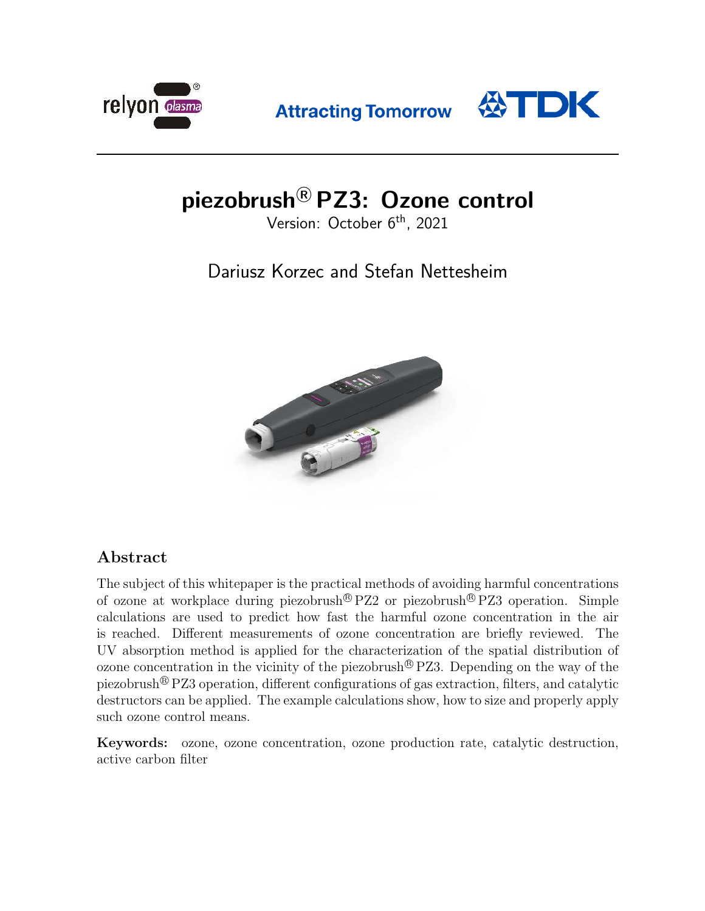relyon plasma

Attracting Tomorrow TDK

# piezobrush® PZ3: Ozone control

Version: October 6th, 2021

Dariusz Korzec and Stefan Nettesheim

## Abstract

The subject of this whitepaper is the practical methods of avoiding harmful concentrations of ozone at workplace during piezobrush® PZ2 or piezobrush® PZ3 operation. Simple calculations are used to predict how fast the harmful ozone concentration in the air is reached. Different measurements of ozone concentration are briefly reviewed. The UV absorption method is applied for the characterization of the spatial distribution of ozone concentration in the vicinity of the piezobrush® PZ3. Depending on the way of the piezobrush® PZ3 operation, different configurations of gas extraction, filters, and catalytic destructors can be applied. The example calculations show, how to size and properly apply such ozone control means.

**Keywords:** ozone, ozone concentration, ozone production rate, catalytic destruction, active carbon filter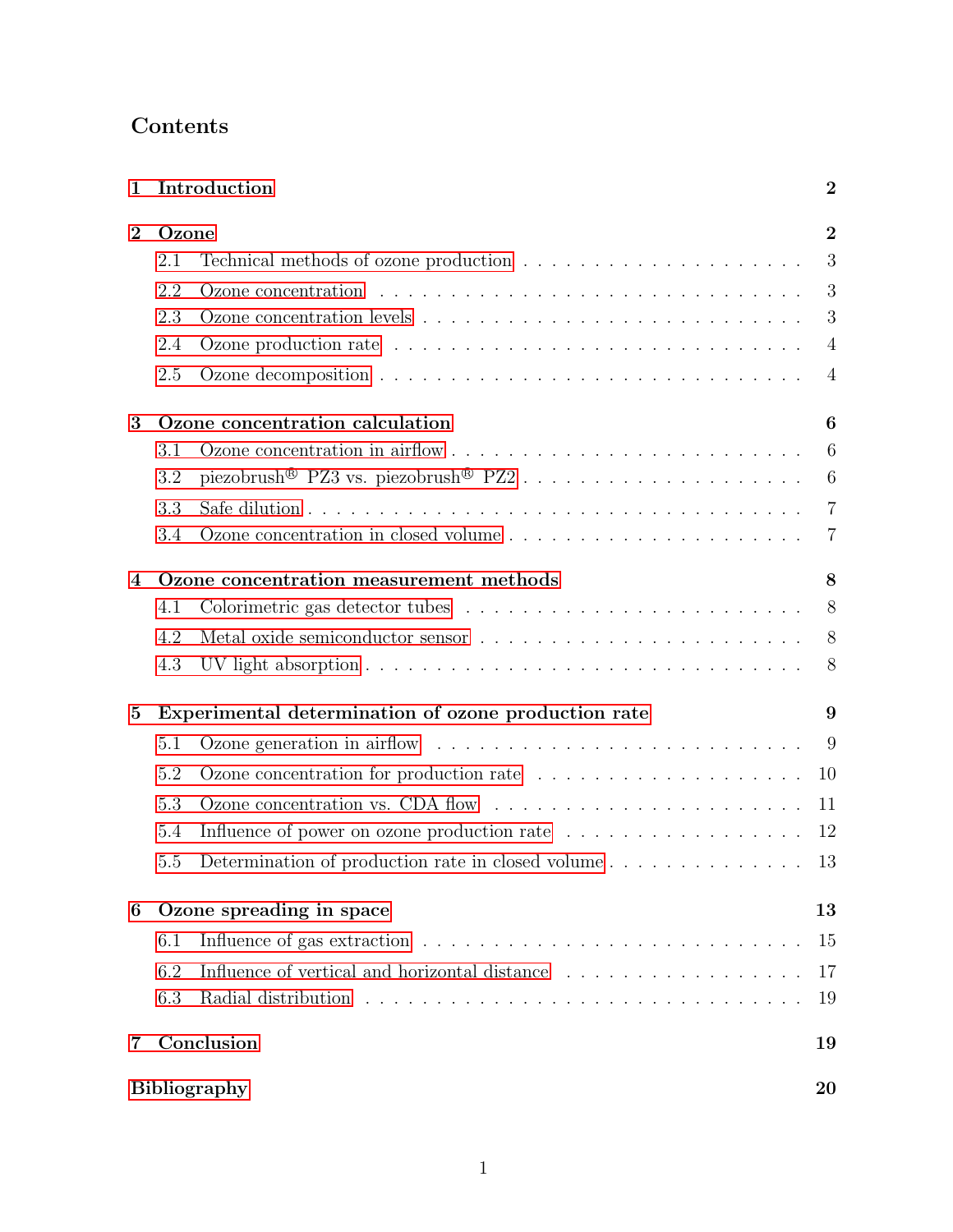# Contents

1 Introduction 2

2 Ozone 2
- 2.1 Technical methods of ozone production 3
- 2.2 Ozone concentration 3
- 2.3 Ozone concentration levels 3
- 2.4 Ozone production rate 4
- 2.5 Ozone decomposition 4

3 Ozone concentration calculation 6
- 3.1 Ozone concentration in airflow 6
- 3.2 piezobrush® PZ3 vs. piezobrush® PZ2 6
- 3.3 Safe dilution 7
- 3.4 Ozone concentration in closed volume 7

4 Ozone concentration measurement methods 8
- 4.1 Colorimetric gas detector tubes 8
- 4.2 Metal oxide semiconductor sensor 8
- 4.3 UV light absorption 8

5 Experimental determination of ozone production rate 9
- 5.1 Ozone generation in airflow 9
- 5.2 Ozone concentration for production rate 10
- 5.3 Ozone concentration vs. CDA flow 11
- 5.4 Influence of power on ozone production rate 12
- 5.5 Determination of production rate in closed volume 13

6 Ozone spreading in space 13
- 6.1 Influence of gas extraction 15
- 6.2 Influence of vertical and horizontal distance 17
- 6.3 Radial distribution 19

7 Conclusion 19

Bibliography 20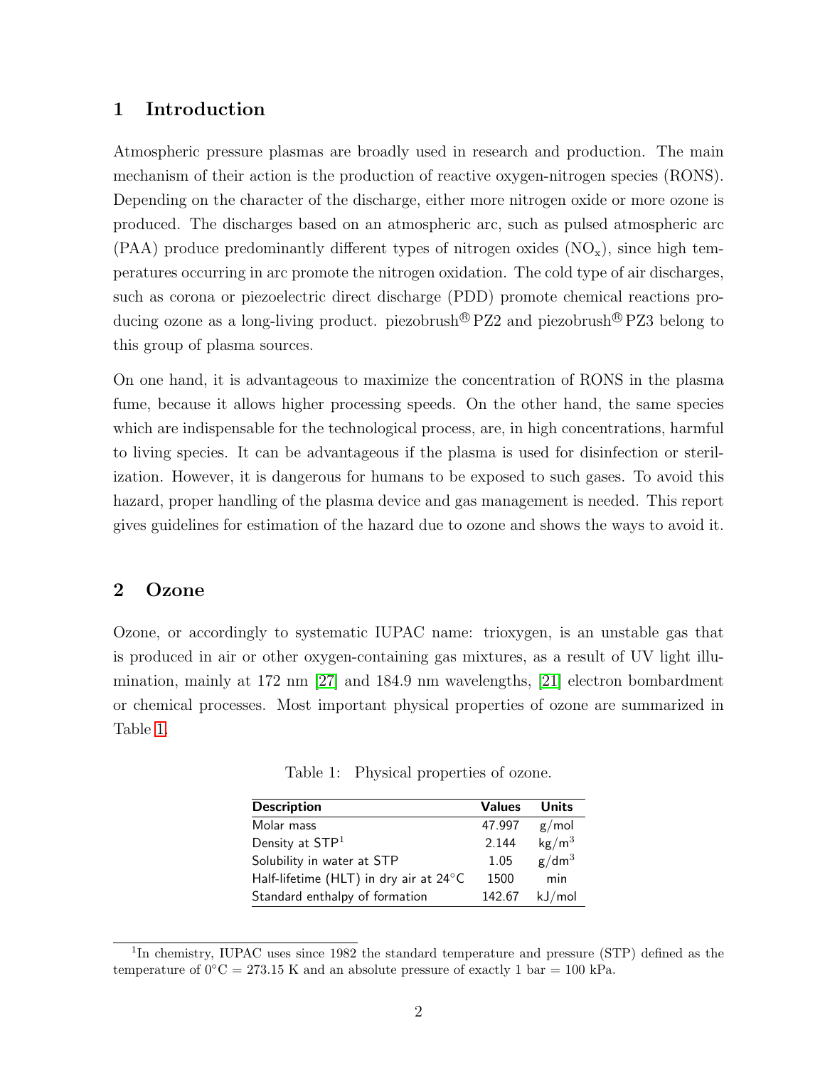## 1 Introduction

Atmospheric pressure plasmas are broadly used in research and production. The main mechanism of their action is the production of reactive oxygen-nitrogen species (RONS). Depending on the character of the discharge, either more nitrogen oxide or more ozone is produced. The discharges based on an atmospheric arc, such as pulsed atmospheric arc (PAA) produce predominantly different types of nitrogen oxides ($NO_x$), since high temperatures occurring in arc promote the nitrogen oxidation. The cold type of air discharges, such as corona or piezoelectric direct discharge (PDD) promote chemical reactions producing ozone as a long-living product. piezobrush® PZ2 and piezobrush® PZ3 belong to this group of plasma sources.

On one hand, it is advantageous to maximize the concentration of RONS in the plasma fume, because it allows higher processing speeds. On the other hand, the same species which are indispensable for the technological process, are, in high concentrations, harmful to living species. It can be advantageous if the plasma is used for disinfection or sterilization. However, it is dangerous for humans to be exposed to such gases. To avoid this hazard, proper handling of the plasma device and gas management is needed. This report gives guidelines for estimation of the hazard due to ozone and shows the ways to avoid it.

## 2 Ozone

Ozone, or accordingly to systematic IUPAC name: trioxygen, is an unstable gas that is produced in air or other oxygen-containing gas mixtures, as a result of UV light illumination, mainly at 172 nm [27] and 184.9 nm wavelengths, [21] electron bombardment or chemical processes. Most important physical properties of ozone are summarized in Table 1.

Table 1: Physical properties of ozone.

| Description | Values | Units |
|---|---|---|
| Molar mass | 47.997 | g/mol |
| Density at STP[1] | 2.144 | $kg/m^3$ |
| Solubility in water at STP | 1.05 | $g/dm^3$ |
| Half-lifetime (HLT) in dry air at 24°C | 1500 | min |
| Standard enthalpy of formation | 142.67 | kJ/mol |

[1] In chemistry, IUPAC uses since 1982 the standard temperature and pressure (STP) defined as the temperature of 0°C = 273.15 K and an absolute pressure of exactly 1 bar = 100 kPa.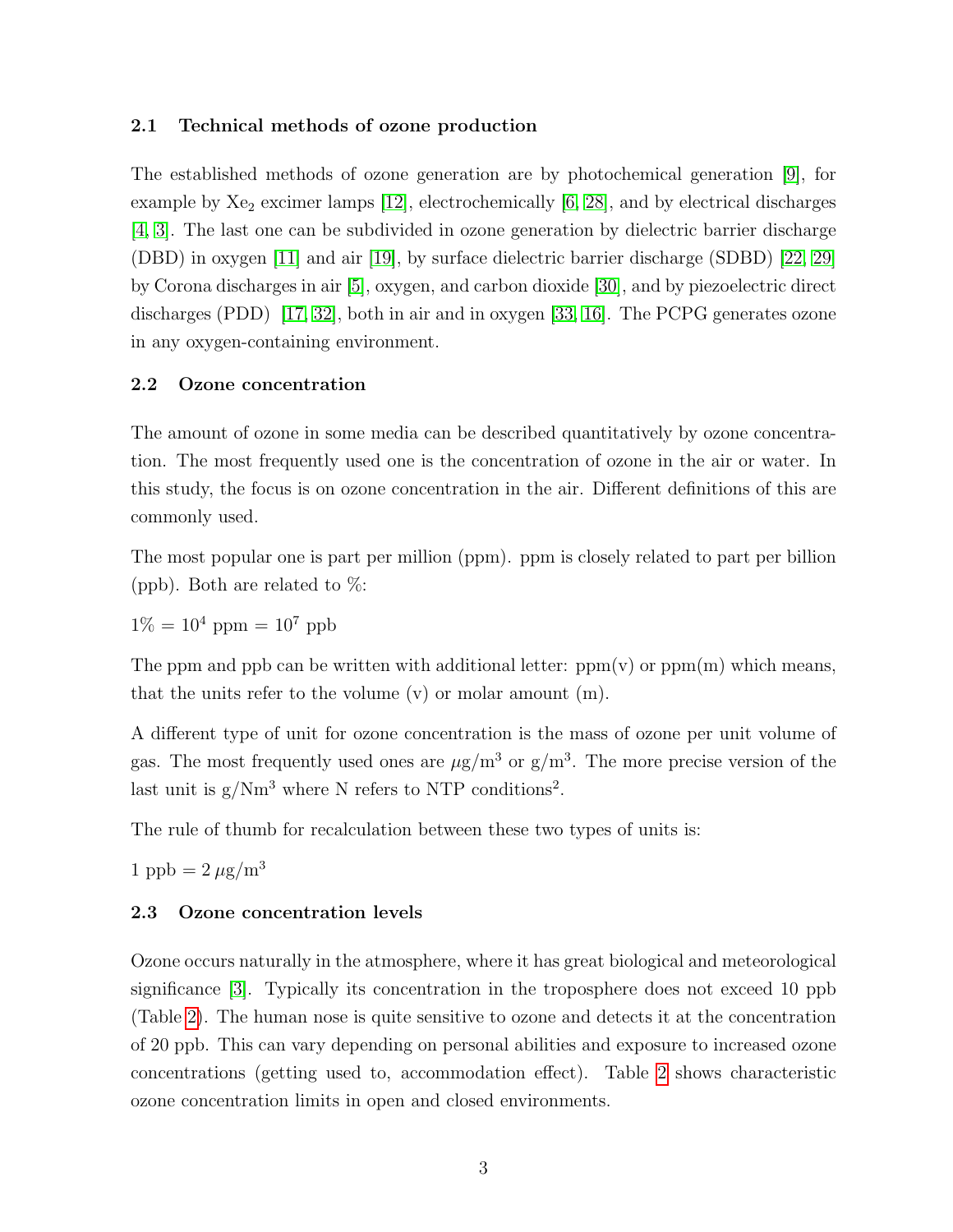### 2.1 Technical methods of ozone production

The established methods of ozone generation are by photochemical generation [9], for example by $Xe_2$ excimer lamps [12], electrochemically [6, 28], and by electrical discharges [4, 3]. The last one can be subdivided in ozone generation by dielectric barrier discharge (DBD) in oxygen [11] and air [19], by surface dielectric barrier discharge (SDBD) [22, 29] by Corona discharges in air [5], oxygen, and carbon dioxide [30], and by piezoelectric direct discharges (PDD) [17, 32], both in air and in oxygen [33, 16]. The PCPG generates ozone in any oxygen-containing environment.

### 2.2 Ozone concentration

The amount of ozone in some media can be described quantitatively by ozone concentration. The most frequently used one is the concentration of ozone in the air or water. In this study, the focus is on ozone concentration in the air. Different definitions of this are commonly used.

The most popular one is part per million (ppm). ppm is closely related to part per billion (ppb). Both are related to %:

$1\% = 10^4$ ppm $= 10^7$ ppb

The ppm and ppb can be written with additional letter: ppm(v) or ppm(m) which means, that the units refer to the volume (v) or molar amount (m).

A different type of unit for ozone concentration is the mass of ozone per unit volume of gas. The most frequently used ones are $\mu g/m^3$ or $g/m^3$. The more precise version of the last unit is $g/Nm^3$ where N refers to NTP conditions[2].

The rule of thumb for recalculation between these two types of units is:

1 ppb $= 2\,\mu g/m^3$

### 2.3 Ozone concentration levels

Ozone occurs naturally in the atmosphere, where it has great biological and meteorological significance [3]. Typically its concentration in the troposphere does not exceed 10 ppb (Table 2). The human nose is quite sensitive to ozone and detects it at the concentration of 20 ppb. This can vary depending on personal abilities and exposure to increased ozone concentrations (getting used to, accommodation effect). Table 2 shows characteristic ozone concentration limits in open and closed environments.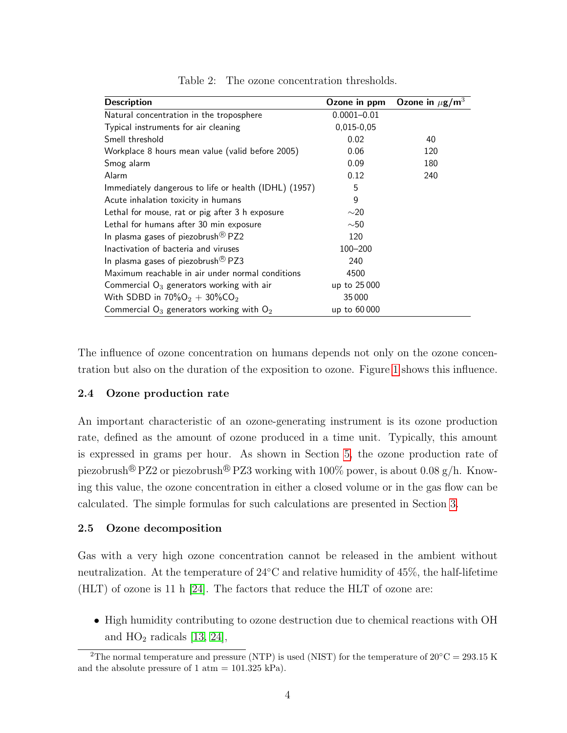Table 2: The ozone concentration thresholds.

| Description | Ozone in ppm | Ozone in $\mu$g/m$^3$ |
|---|---|---|
| Natural concentration in the troposphere | 0.0001–0.01 | |
| Typical instruments for air cleaning | 0,015-0,05 | |
| Smell threshold | 0.02 | 40 |
| Workplace 8 hours mean value (valid before 2005) | 0.06 | 120 |
| Smog alarm | 0.09 | 180 |
| Alarm | 0.12 | 240 |
| Immediately dangerous to life or health (IDHL) (1957) | 5 | |
| Acute inhalation toxicity in humans | 9 | |
| Lethal for mouse, rat or pig after 3 h exposure | ∼20 | |
| Lethal for humans after 30 min exposure | ∼50 | |
| In plasma gases of piezobrush® PZ2 | 120 | |
| Inactivation of bacteria and viruses | 100–200 | |
| In plasma gases of piezobrush® PZ3 | 240 | |
| Maximum reachable in air under normal conditions | 4500 | |
| Commercial $O_3$ generators working with air | up to 25 000 | |
| With SDBD in 70%$O_2$ + 30%$CO_2$ | 35 000 | |
| Commercial $O_3$ generators working with $O_2$ | up to 60 000 | |

The influence of ozone concentration on humans depends not only on the ozone concentration but also on the duration of the exposition to ozone. Figure 1 shows this influence.

### 2.4 Ozone production rate

An important characteristic of an ozone-generating instrument is its ozone production rate, defined as the amount of ozone produced in a time unit. Typically, this amount is expressed in grams per hour. As shown in Section 5, the ozone production rate of piezobrush® PZ2 or piezobrush® PZ3 working with 100% power, is about 0.08 g/h. Knowing this value, the ozone concentration in either a closed volume or in the gas flow can be calculated. The simple formulas for such calculations are presented in Section 3.

### 2.5 Ozone decomposition

Gas with a very high ozone concentration cannot be released in the ambient without neutralization. At the temperature of 24°C and relative humidity of 45%, the half-lifetime (HLT) of ozone is 11 h [24]. The factors that reduce the HLT of ozone are:

- High humidity contributing to ozone destruction due to chemical reactions with OH and $HO_2$ radicals [13, 24],

[2] The normal temperature and pressure (NTP) is used (NIST) for the temperature of 20°C = 293.15 K and the absolute pressure of 1 atm = 101.325 kPa).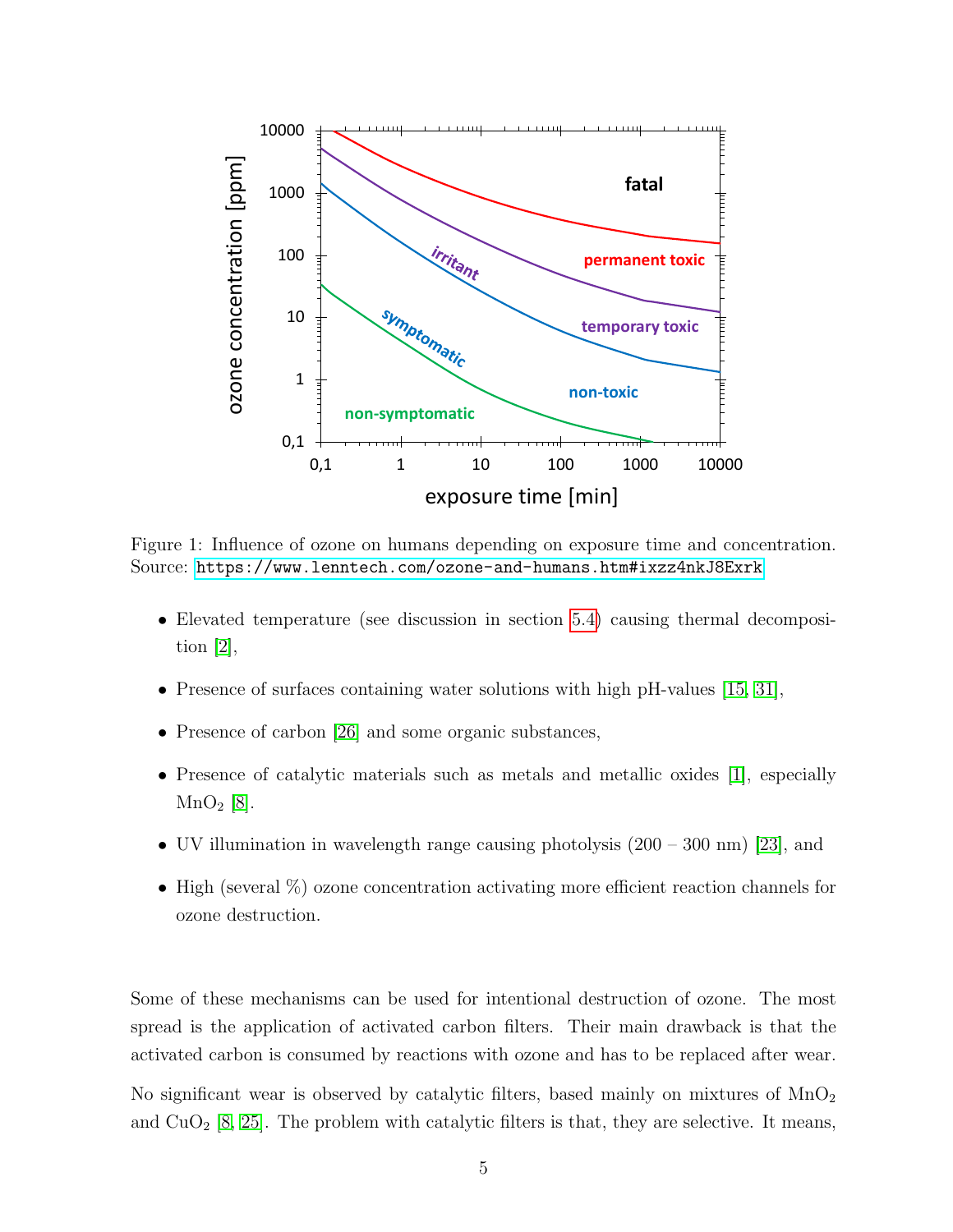Figure 1: Influence of ozone on humans depending on exposure time and concentration. Source: https://www.lenntech.com/ozone-and-humans.htm#ixzz4nkJ8Exrk

- Elevated temperature (see discussion in section 5.4) causing thermal decomposition [2],
- Presence of surfaces containing water solutions with high pH-values [15, 31],
- Presence of carbon [26] and some organic substances,
- Presence of catalytic materials such as metals and metallic oxides [1], especially $MnO_2$ [8].
- UV illumination in wavelength range causing photolysis (200 – 300 nm) [23], and
- High (several %) ozone concentration activating more efficient reaction channels for ozone destruction.

Some of these mechanisms can be used for intentional destruction of ozone. The most spread is the application of activated carbon filters. Their main drawback is that the activated carbon is consumed by reactions with ozone and has to be replaced after wear.

No significant wear is observed by catalytic filters, based mainly on mixtures of $MnO_2$ and $CuO_2$ [8, 25]. The problem with catalytic filters is that, they are selective. It means,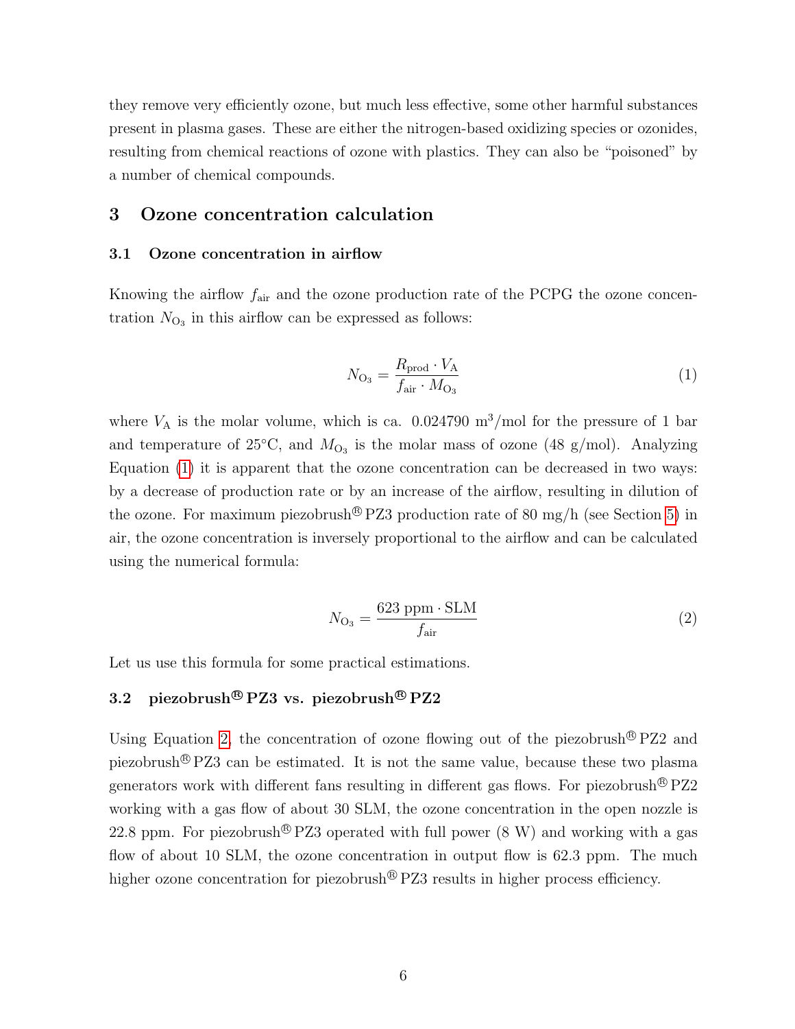they remove very efficiently ozone, but much less effective, some other harmful substances present in plasma gases. These are either the nitrogen-based oxidizing species or ozonides, resulting from chemical reactions of ozone with plastics. They can also be "poisoned" by a number of chemical compounds.

## 3 Ozone concentration calculation

### 3.1 Ozone concentration in airflow

Knowing the airflow $f_{\text{air}}$ and the ozone production rate of the PCPG the ozone concentration $N_{\text{O}_3}$ in this airflow can be expressed as follows:

$$N_{\text{O}_3} = \frac{R_{\text{prod}} \cdot V_{\text{A}}}{f_{\text{air}} \cdot M_{\text{O}_3}} \tag{1}$$

where $V_{\text{A}}$ is the molar volume, which is ca. 0.024790 m$^3$/mol for the pressure of 1 bar and temperature of 25°C, and $M_{\text{O}_3}$ is the molar mass of ozone (48 g/mol). Analyzing Equation (1) it is apparent that the ozone concentration can be decreased in two ways: by a decrease of production rate or by an increase of the airflow, resulting in dilution of the ozone. For maximum piezobrush® PZ3 production rate of 80 mg/h (see Section 5) in air, the ozone concentration is inversely proportional to the airflow and can be calculated using the numerical formula:

$$N_{\text{O}_3} = \frac{623 \text{ ppm} \cdot \text{SLM}}{f_{\text{air}}} \tag{2}$$

Let us use this formula for some practical estimations.

### 3.2 piezobrush® PZ3 vs. piezobrush® PZ2

Using Equation 2, the concentration of ozone flowing out of the piezobrush® PZ2 and piezobrush® PZ3 can be estimated. It is not the same value, because these two plasma generators work with different fans resulting in different gas flows. For piezobrush® PZ2 working with a gas flow of about 30 SLM, the ozone concentration in the open nozzle is 22.8 ppm. For piezobrush® PZ3 operated with full power (8 W) and working with a gas flow of about 10 SLM, the ozone concentration in output flow is 62.3 ppm. The much higher ozone concentration for piezobrush® PZ3 results in higher process efficiency.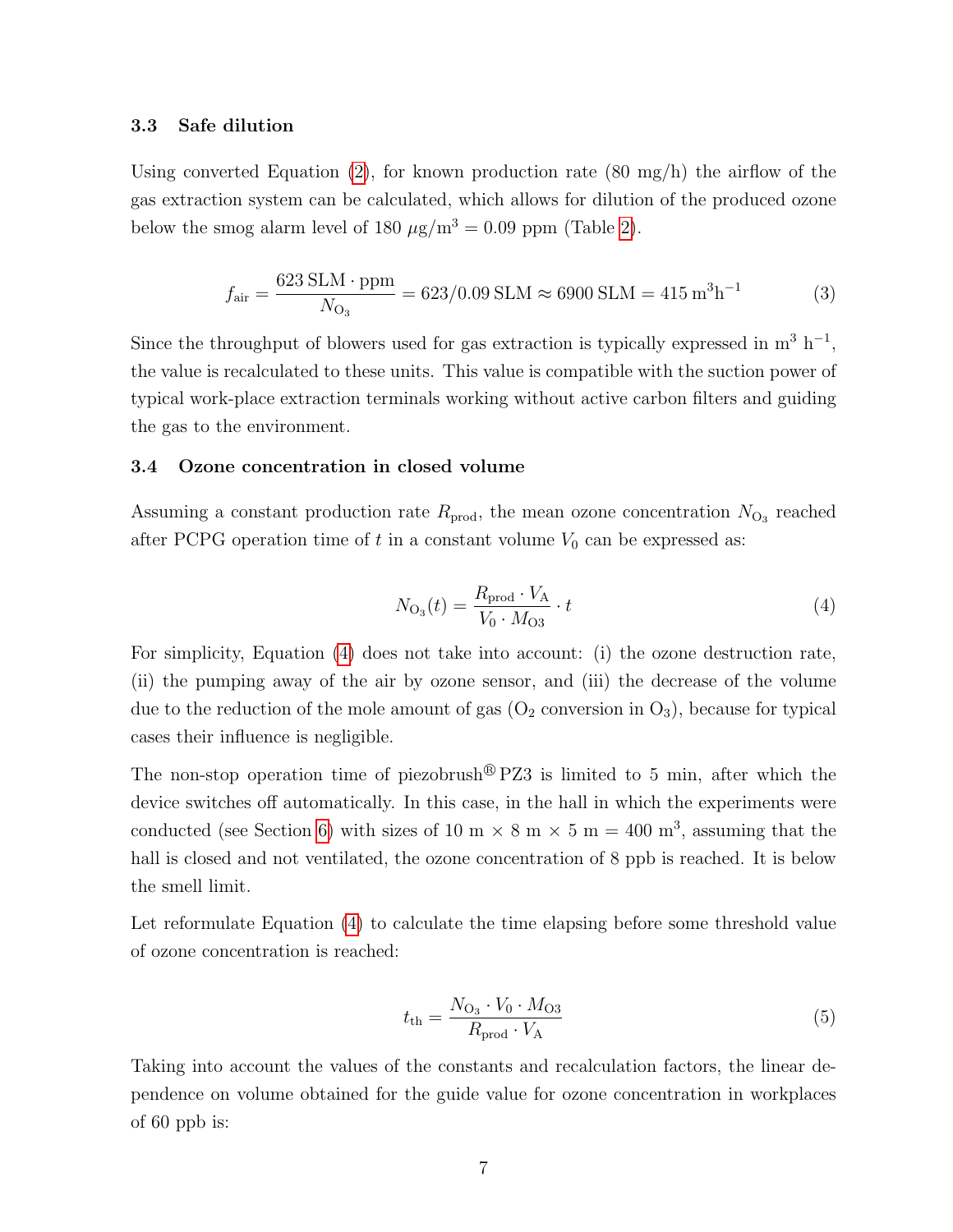### 3.3 Safe dilution

Using converted Equation (2), for known production rate (80 mg/h) the airflow of the gas extraction system can be calculated, which allows for dilution of the produced ozone below the smog alarm level of 180 $\mu$g/m$^3$ = 0.09 ppm (Table 2).

$$f_{\mathrm{air}} = \frac{623\,\mathrm{SLM}\cdot\mathrm{ppm}}{N_{\mathrm{O_3}}} = 623/0.09\,\mathrm{SLM} \approx 6900\,\mathrm{SLM} = 415\,\mathrm{m^3h^{-1}} \tag{3}$$

Since the throughput of blowers used for gas extraction is typically expressed in m$^3$ h$^{-1}$, the value is recalculated to these units. This value is compatible with the suction power of typical work-place extraction terminals working without active carbon filters and guiding the gas to the environment.

### 3.4 Ozone concentration in closed volume

Assuming a constant production rate $R_{\mathrm{prod}}$, the mean ozone concentration $N_{\mathrm{O_3}}$ reached after PCPG operation time of $t$ in a constant volume $V_0$ can be expressed as:

$$N_{\mathrm{O_3}}(t) = \frac{R_{\mathrm{prod}}\cdot V_{\mathrm{A}}}{V_0\cdot M_{\mathrm{O3}}}\cdot t \tag{4}$$

For simplicity, Equation (4) does not take into account: (i) the ozone destruction rate, (ii) the pumping away of the air by ozone sensor, and (iii) the decrease of the volume due to the reduction of the mole amount of gas ($O_2$ conversion in $O_3$), because for typical cases their influence is negligible.

The non-stop operation time of piezobrush® PZ3 is limited to 5 min, after which the device switches off automatically. In this case, in the hall in which the experiments were conducted (see Section 6) with sizes of 10 m × 8 m × 5 m = 400 m$^3$, assuming that the hall is closed and not ventilated, the ozone concentration of 8 ppb is reached. It is below the smell limit.

Let reformulate Equation (4) to calculate the time elapsing before some threshold value of ozone concentration is reached:

$$t_{\mathrm{th}} = \frac{N_{\mathrm{O_3}}\cdot V_0\cdot M_{\mathrm{O3}}}{R_{\mathrm{prod}}\cdot V_{\mathrm{A}}} \tag{5}$$

Taking into account the values of the constants and recalculation factors, the linear dependence on volume obtained for the guide value for ozone concentration in workplaces of 60 ppb is: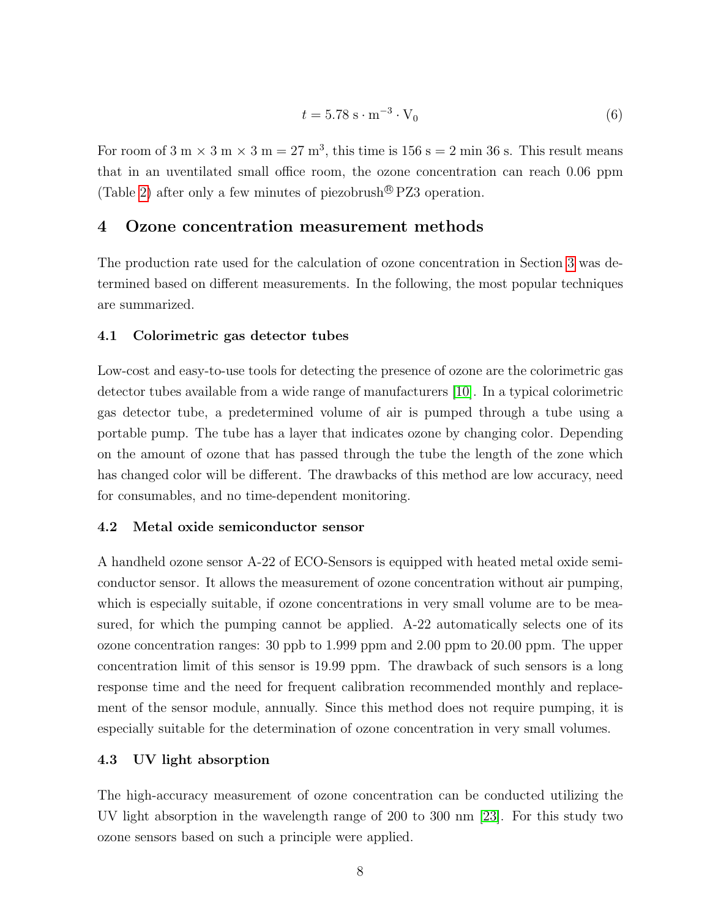$$t = 5.78\ \mathrm{s} \cdot \mathrm{m}^{-3} \cdot \mathrm{V}_0 \tag{6}$$

For room of $3\ \mathrm{m} \times 3\ \mathrm{m} \times 3\ \mathrm{m} = 27\ \mathrm{m}^3$, this time is $156\ \mathrm{s} = 2\ \mathrm{min}\ 36\ \mathrm{s}$. This result means that in an uventilated small office room, the ozone concentration can reach 0.06 ppm (Table 2) after only a few minutes of piezobrush® PZ3 operation.

## 4 Ozone concentration measurement methods

The production rate used for the calculation of ozone concentration in Section 3 was determined based on different measurements. In the following, the most popular techniques are summarized.

### 4.1 Colorimetric gas detector tubes

Low-cost and easy-to-use tools for detecting the presence of ozone are the colorimetric gas detector tubes available from a wide range of manufacturers [10]. In a typical colorimetric gas detector tube, a predetermined volume of air is pumped through a tube using a portable pump. The tube has a layer that indicates ozone by changing color. Depending on the amount of ozone that has passed through the tube the length of the zone which has changed color will be different. The drawbacks of this method are low accuracy, need for consumables, and no time-dependent monitoring.

### 4.2 Metal oxide semiconductor sensor

A handheld ozone sensor A-22 of ECO-Sensors is equipped with heated metal oxide semiconductor sensor. It allows the measurement of ozone concentration without air pumping, which is especially suitable, if ozone concentrations in very small volume are to be measured, for which the pumping cannot be applied. A-22 automatically selects one of its ozone concentration ranges: 30 ppb to 1.999 ppm and 2.00 ppm to 20.00 ppm. The upper concentration limit of this sensor is 19.99 ppm. The drawback of such sensors is a long response time and the need for frequent calibration recommended monthly and replacement of the sensor module, annually. Since this method does not require pumping, it is especially suitable for the determination of ozone concentration in very small volumes.

### 4.3 UV light absorption

The high-accuracy measurement of ozone concentration can be conducted utilizing the UV light absorption in the wavelength range of 200 to 300 nm [23]. For this study two ozone sensors based on such a principle were applied.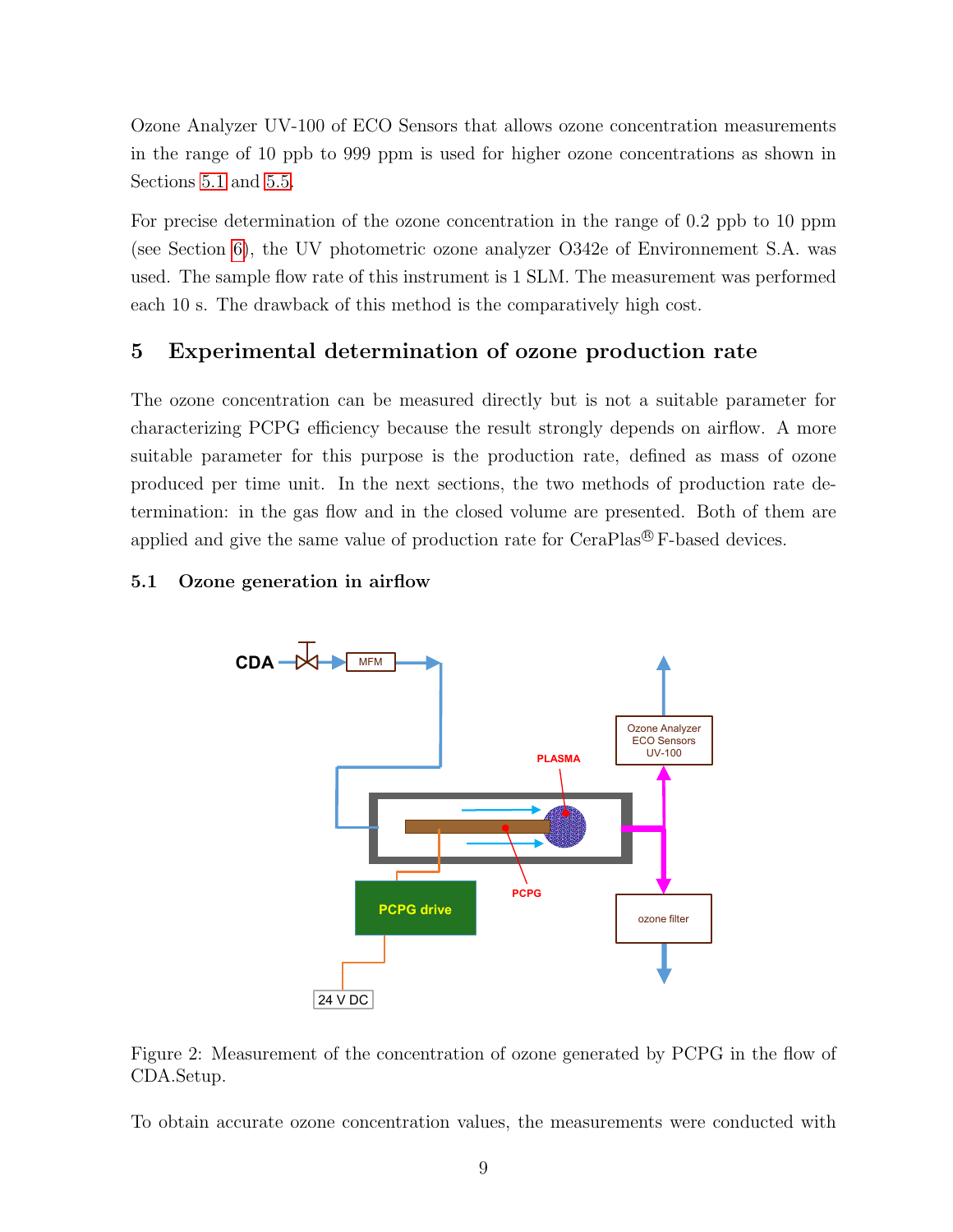Ozone Analyzer UV-100 of ECO Sensors that allows ozone concentration measurements in the range of 10 ppb to 999 ppm is used for higher ozone concentrations as shown in Sections 5.1 and 5.5.

For precise determination of the ozone concentration in the range of 0.2 ppb to 10 ppm (see Section 6), the UV photometric ozone analyzer O342e of Environnement S.A. was used. The sample flow rate of this instrument is 1 SLM. The measurement was performed each 10 s. The drawback of this method is the comparatively high cost.

## 5 Experimental determination of ozone production rate

The ozone concentration can be measured directly but is not a suitable parameter for characterizing PCPG efficiency because the result strongly depends on airflow. A more suitable parameter for this purpose is the production rate, defined as mass of ozone produced per time unit. In the next sections, the two methods of production rate determination: in the gas flow and in the closed volume are presented. Both of them are applied and give the same value of production rate for CeraPlas® F-based devices.

### 5.1 Ozone generation in airflow

Figure 2: Measurement of the concentration of ozone generated by PCPG in the flow of CDA.Setup.

To obtain accurate ozone concentration values, the measurements were conducted with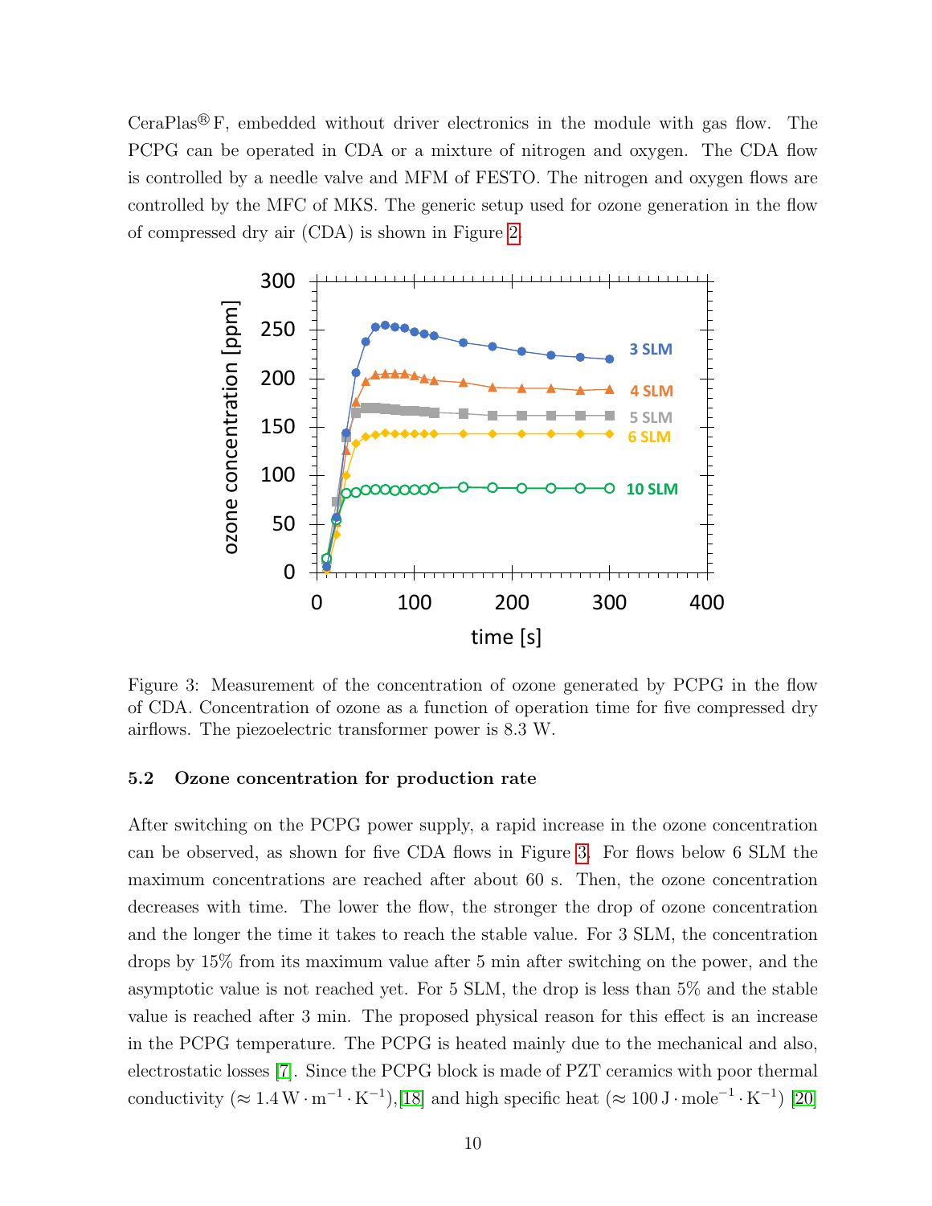CeraPlas® F, embedded without driver electronics in the module with gas flow. The PCPG can be operated in CDA or a mixture of nitrogen and oxygen. The CDA flow is controlled by a needle valve and MFM of FESTO. The nitrogen and oxygen flows are controlled by the MFC of MKS. The generic setup used for ozone generation in the flow of compressed dry air (CDA) is shown in Figure 2.

Figure 3: Measurement of the concentration of ozone generated by PCPG in the flow of CDA. Concentration of ozone as a function of operation time for five compressed dry airflows. The piezoelectric transformer power is 8.3 W.

### 5.2 Ozone concentration for production rate

After switching on the PCPG power supply, a rapid increase in the ozone concentration can be observed, as shown for five CDA flows in Figure 3. For flows below 6 SLM the maximum concentrations are reached after about 60 s. Then, the ozone concentration decreases with time. The lower the flow, the stronger the drop of ozone concentration and the longer the time it takes to reach the stable value. For 3 SLM, the concentration drops by 15% from its maximum value after 5 min after switching on the power, and the asymptotic value is not reached yet. For 5 SLM, the drop is less than 5% and the stable value is reached after 3 min. The proposed physical reason for this effect is an increase in the PCPG temperature. The PCPG is heated mainly due to the mechanical and also, electrostatic losses [7]. Since the PCPG block is made of PZT ceramics with poor thermal conductivity ($\approx 1.4\,\mathrm{W \cdot m^{-1} \cdot K^{-1}}$),[18] and high specific heat ($\approx 100\,\mathrm{J \cdot mole^{-1} \cdot K^{-1}}$) [20]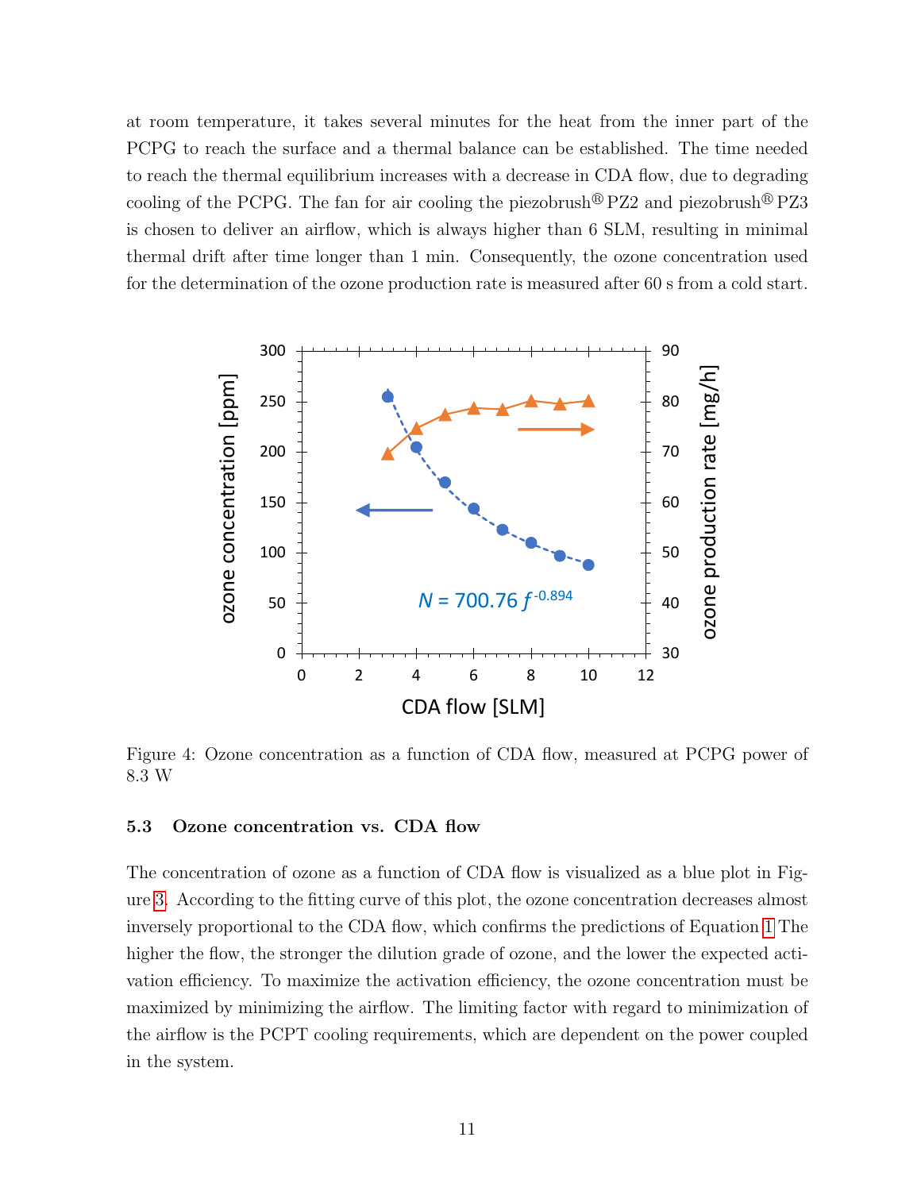at room temperature, it takes several minutes for the heat from the inner part of the PCPG to reach the surface and a thermal balance can be established. The time needed to reach the thermal equilibrium increases with a decrease in CDA flow, due to degrading cooling of the PCPG. The fan for air cooling the piezobrush® PZ2 and piezobrush® PZ3 is chosen to deliver an airflow, which is always higher than 6 SLM, resulting in minimal thermal drift after time longer than 1 min. Consequently, the ozone concentration used for the determination of the ozone production rate is measured after 60 s from a cold start.

Figure 4: Ozone concentration as a function of CDA flow, measured at PCPG power of 8.3 W

### 5.3 Ozone concentration vs. CDA flow

The concentration of ozone as a function of CDA flow is visualized as a blue plot in Figure 3. According to the fitting curve of this plot, the ozone concentration decreases almost inversely proportional to the CDA flow, which confirms the predictions of Equation 1 The higher the flow, the stronger the dilution grade of ozone, and the lower the expected activation efficiency. To maximize the activation efficiency, the ozone concentration must be maximized by minimizing the airflow. The limiting factor with regard to minimization of the airflow is the PCPT cooling requirements, which are dependent on the power coupled in the system.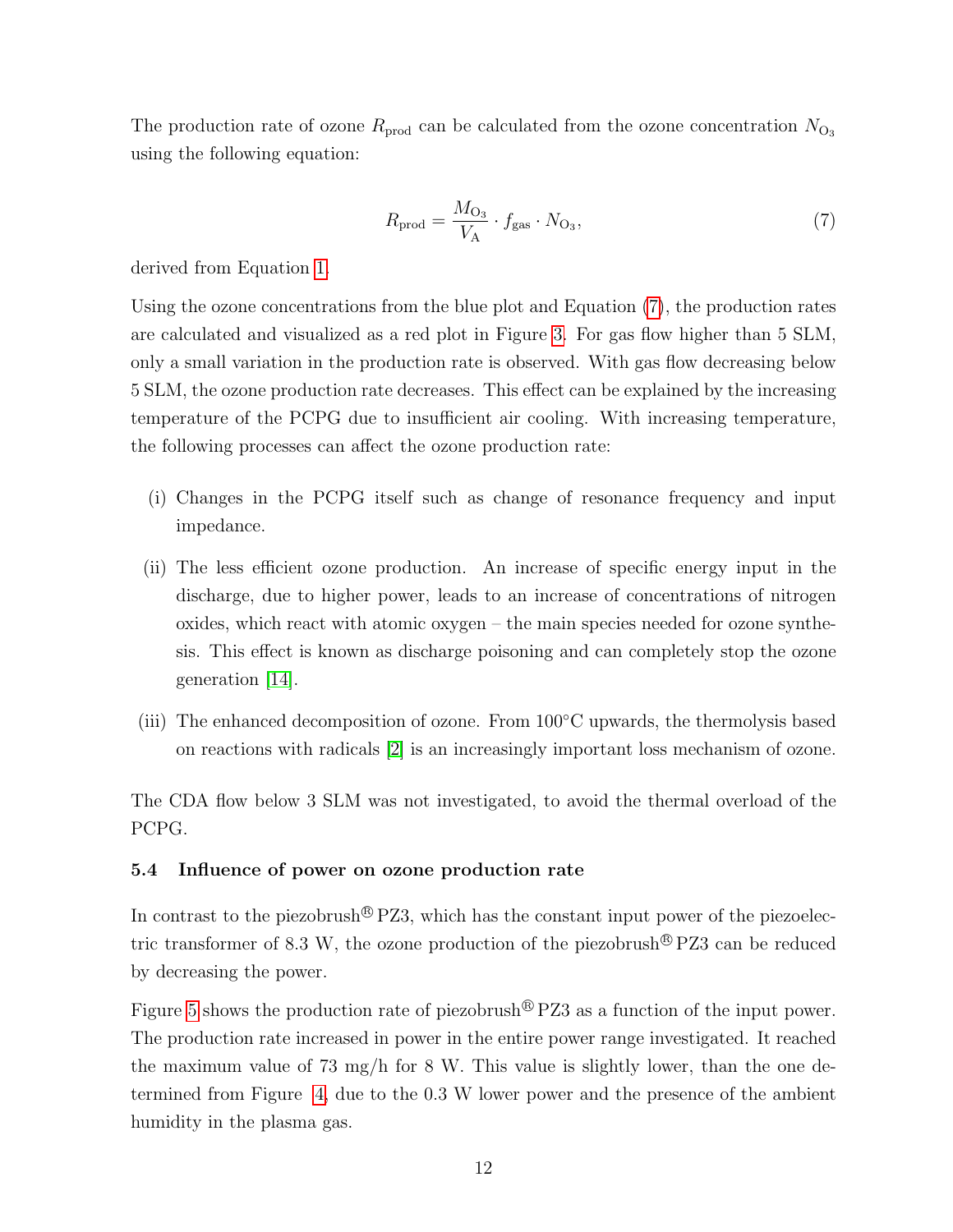The production rate of ozone $R_{\text{prod}}$ can be calculated from the ozone concentration $N_{\text{O}_3}$ using the following equation:

$$R_{\text{prod}} = \frac{M_{\text{O}_3}}{V_{\text{A}}} \cdot f_{\text{gas}} \cdot N_{\text{O}_3}, \tag{7}$$

derived from Equation 1.

Using the ozone concentrations from the blue plot and Equation (7), the production rates are calculated and visualized as a red plot in Figure 3. For gas flow higher than 5 SLM, only a small variation in the production rate is observed. With gas flow decreasing below 5 SLM, the ozone production rate decreases. This effect can be explained by the increasing temperature of the PCPG due to insufficient air cooling. With increasing temperature, the following processes can affect the ozone production rate:

(i) Changes in the PCPG itself such as change of resonance frequency and input impedance.

(ii) The less efficient ozone production. An increase of specific energy input in the discharge, due to higher power, leads to an increase of concentrations of nitrogen oxides, which react with atomic oxygen – the main species needed for ozone synthesis. This effect is known as discharge poisoning and can completely stop the ozone generation [14].

(iii) The enhanced decomposition of ozone. From 100°C upwards, the thermolysis based on reactions with radicals [2] is an increasingly important loss mechanism of ozone.

The CDA flow below 3 SLM was not investigated, to avoid the thermal overload of the PCPG.

### 5.4 Influence of power on ozone production rate

In contrast to the piezobrush® PZ3, which has the constant input power of the piezoelectric transformer of 8.3 W, the ozone production of the piezobrush® PZ3 can be reduced by decreasing the power.

Figure 5 shows the production rate of piezobrush® PZ3 as a function of the input power. The production rate increased in power in the entire power range investigated. It reached the maximum value of 73 mg/h for 8 W. This value is slightly lower, than the one determined from Figure 4, due to the 0.3 W lower power and the presence of the ambient humidity in the plasma gas.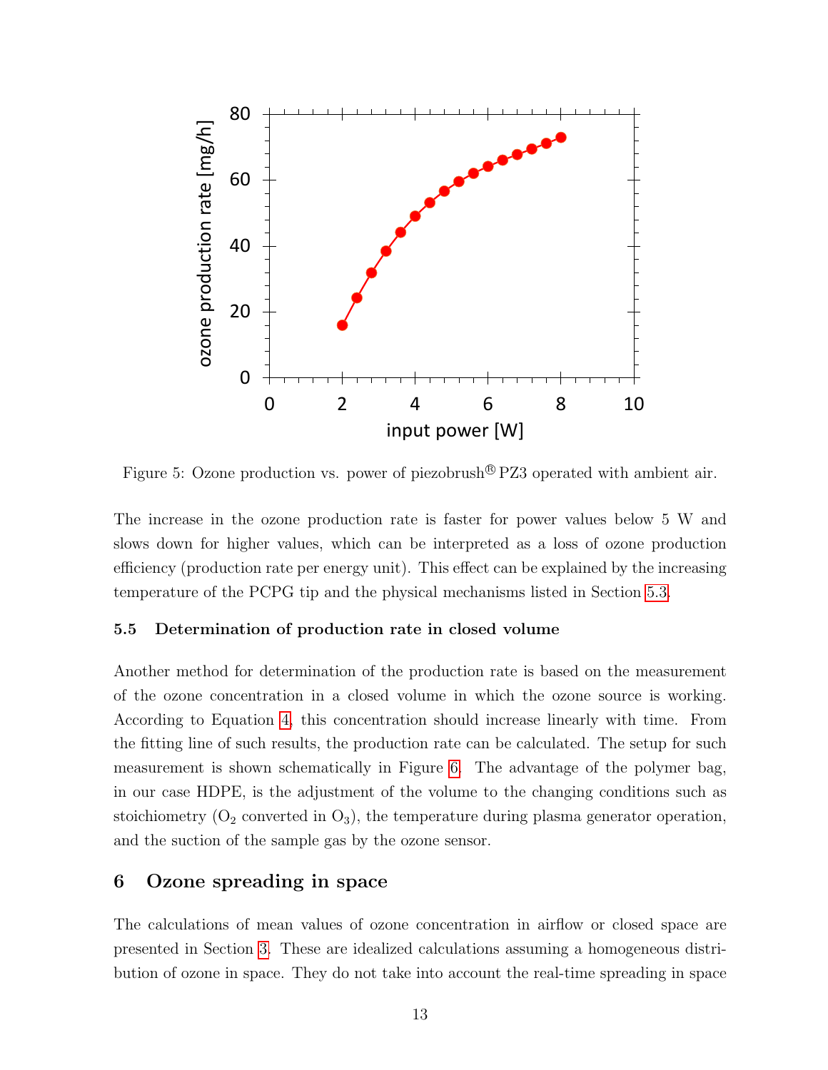Figure 5: Ozone production vs. power of piezobrush® PZ3 operated with ambient air.

The increase in the ozone production rate is faster for power values below 5 W and slows down for higher values, which can be interpreted as a loss of ozone production efficiency (production rate per energy unit). This effect can be explained by the increasing temperature of the PCPG tip and the physical mechanisms listed in Section 5.3.

### 5.5 Determination of production rate in closed volume

Another method for determination of the production rate is based on the measurement of the ozone concentration in a closed volume in which the ozone source is working. According to Equation 4, this concentration should increase linearly with time. From the fitting line of such results, the production rate can be calculated. The setup for such measurement is shown schematically in Figure 6. The advantage of the polymer bag, in our case HDPE, is the adjustment of the volume to the changing conditions such as stoichiometry ($O_2$ converted in $O_3$), the temperature during plasma generator operation, and the suction of the sample gas by the ozone sensor.

## 6 Ozone spreading in space

The calculations of mean values of ozone concentration in airflow or closed space are presented in Section 3. These are idealized calculations assuming a homogeneous distribution of ozone in space. They do not take into account the real-time spreading in space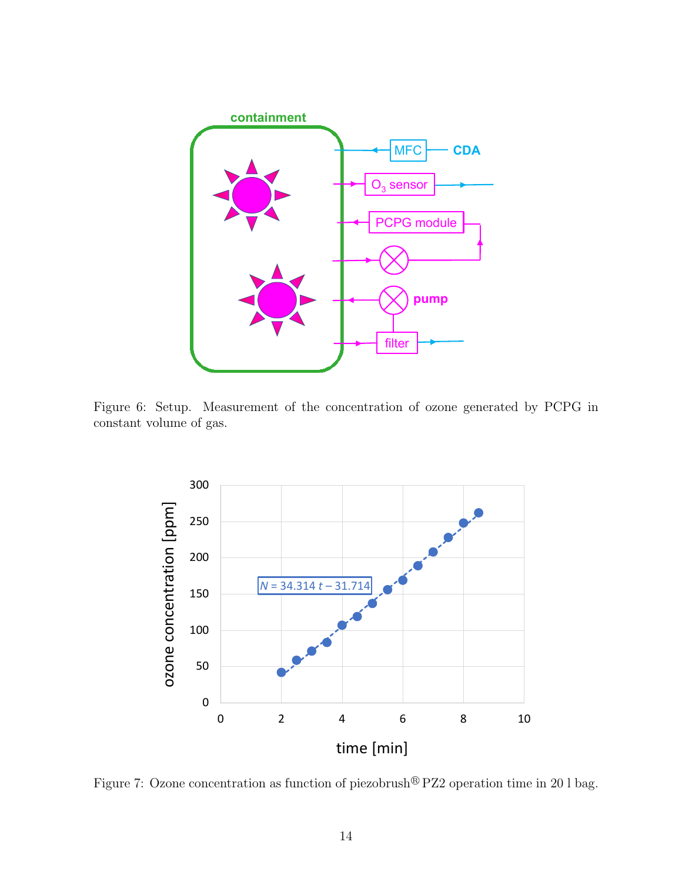Figure 6: Setup. Measurement of the concentration of ozone generated by PCPG in constant volume of gas.

Figure 7: Ozone concentration as function of piezobrush® PZ2 operation time in 20 l bag.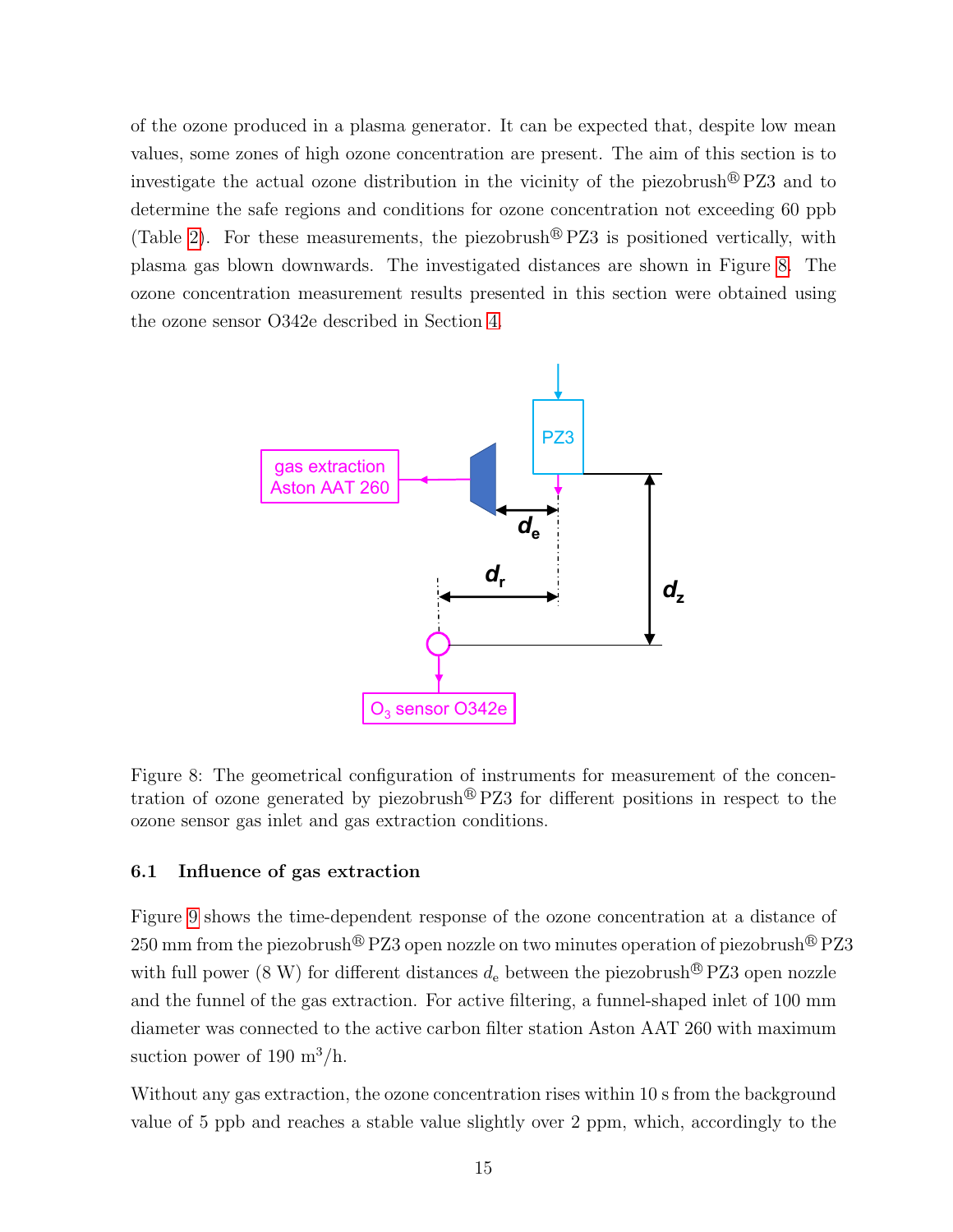of the ozone produced in a plasma generator. It can be expected that, despite low mean values, some zones of high ozone concentration are present. The aim of this section is to investigate the actual ozone distribution in the vicinity of the piezobrush® PZ3 and to determine the safe regions and conditions for ozone concentration not exceeding 60 ppb (Table 2). For these measurements, the piezobrush® PZ3 is positioned vertically, with plasma gas blown downwards. The investigated distances are shown in Figure 8. The ozone concentration measurement results presented in this section were obtained using the ozone sensor O342e described in Section 4.

Figure 8: The geometrical configuration of instruments for measurement of the concentration of ozone generated by piezobrush® PZ3 for different positions in respect to the ozone sensor gas inlet and gas extraction conditions.

### 6.1 Influence of gas extraction

Figure 9 shows the time-dependent response of the ozone concentration at a distance of 250 mm from the piezobrush® PZ3 open nozzle on two minutes operation of piezobrush® PZ3 with full power (8 W) for different distances $d_e$ between the piezobrush® PZ3 open nozzle and the funnel of the gas extraction. For active filtering, a funnel-shaped inlet of 100 mm diameter was connected to the active carbon filter station Aston AAT 260 with maximum suction power of 190 $m^3/h$.

Without any gas extraction, the ozone concentration rises within 10 s from the background value of 5 ppb and reaches a stable value slightly over 2 ppm, which, accordingly to the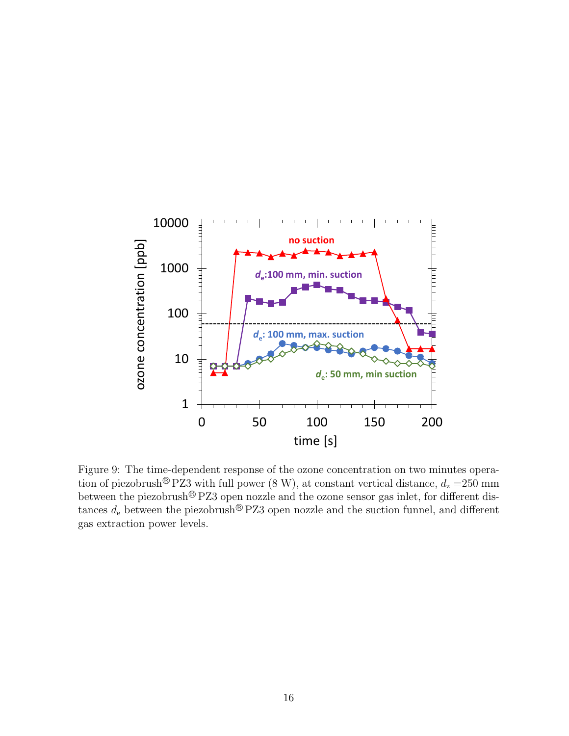Figure 9: The time-dependent response of the ozone concentration on two minutes operation of piezobrush® PZ3 with full power (8 W), at constant vertical distance, $d_z$ =250 mm between the piezobrush® PZ3 open nozzle and the ozone sensor gas inlet, for different distances $d_e$ between the piezobrush® PZ3 open nozzle and the suction funnel, and different gas extraction power levels.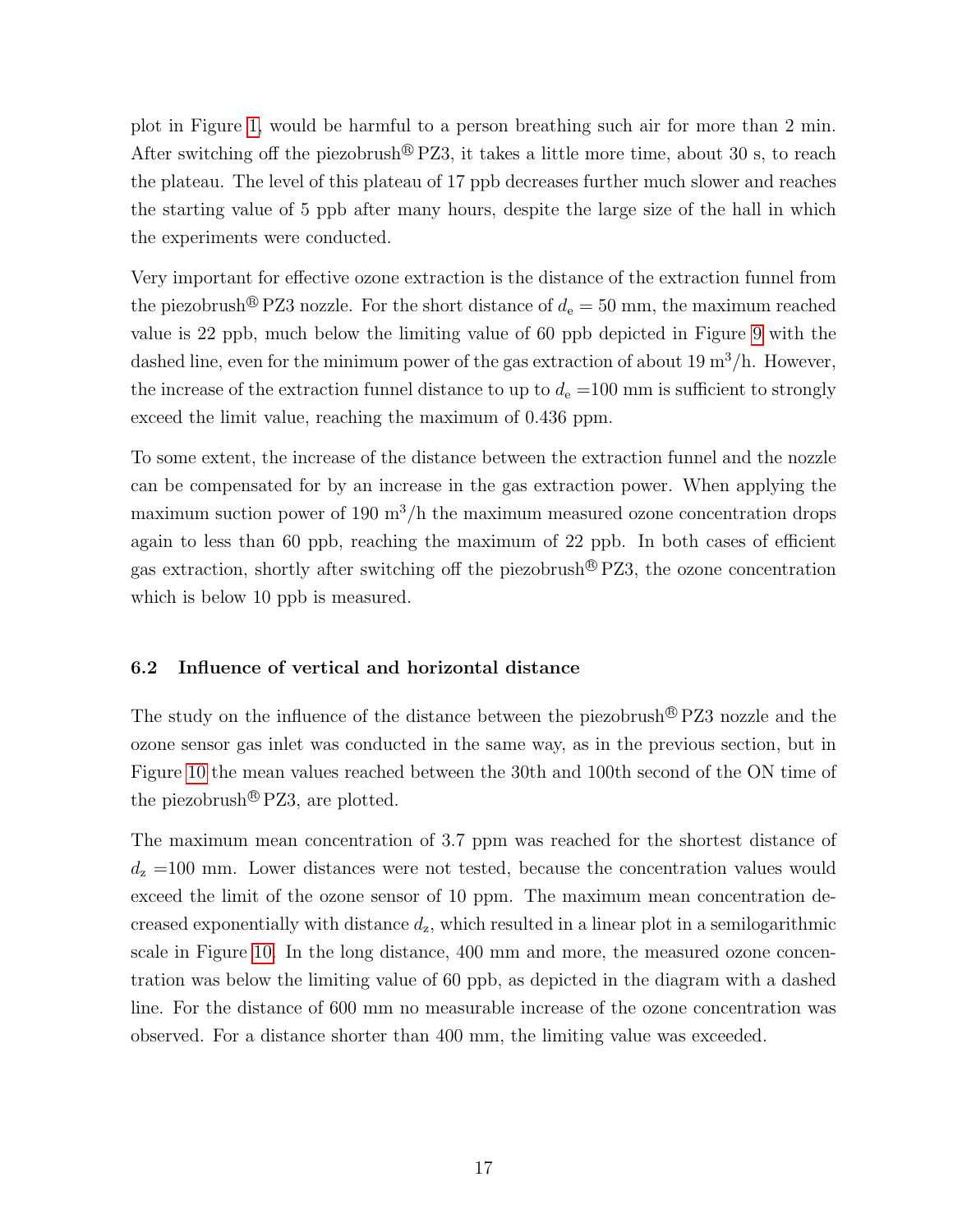plot in Figure 1, would be harmful to a person breathing such air for more than 2 min. After switching off the piezobrush® PZ3, it takes a little more time, about 30 s, to reach the plateau. The level of this plateau of 17 ppb decreases further much slower and reaches the starting value of 5 ppb after many hours, despite the large size of the hall in which the experiments were conducted.

Very important for effective ozone extraction is the distance of the extraction funnel from the piezobrush® PZ3 nozzle. For the short distance of $d_e = 50$ mm, the maximum reached value is 22 ppb, much below the limiting value of 60 ppb depicted in Figure 9 with the dashed line, even for the minimum power of the gas extraction of about 19 $m^3$/h. However, the increase of the extraction funnel distance to up to $d_e = 100$ mm is sufficient to strongly exceed the limit value, reaching the maximum of 0.436 ppm.

To some extent, the increase of the distance between the extraction funnel and the nozzle can be compensated for by an increase in the gas extraction power. When applying the maximum suction power of 190 $m^3$/h the maximum measured ozone concentration drops again to less than 60 ppb, reaching the maximum of 22 ppb. In both cases of efficient gas extraction, shortly after switching off the piezobrush® PZ3, the ozone concentration which is below 10 ppb is measured.

### 6.2 Influence of vertical and horizontal distance

The study on the influence of the distance between the piezobrush® PZ3 nozzle and the ozone sensor gas inlet was conducted in the same way, as in the previous section, but in Figure 10 the mean values reached between the 30th and 100th second of the ON time of the piezobrush® PZ3, are plotted.

The maximum mean concentration of 3.7 ppm was reached for the shortest distance of $d_z = 100$ mm. Lower distances were not tested, because the concentration values would exceed the limit of the ozone sensor of 10 ppm. The maximum mean concentration decreased exponentially with distance $d_z$, which resulted in a linear plot in a semilogarithmic scale in Figure 10. In the long distance, 400 mm and more, the measured ozone concentration was below the limiting value of 60 ppb, as depicted in the diagram with a dashed line. For the distance of 600 mm no measurable increase of the ozone concentration was observed. For a distance shorter than 400 mm, the limiting value was exceeded.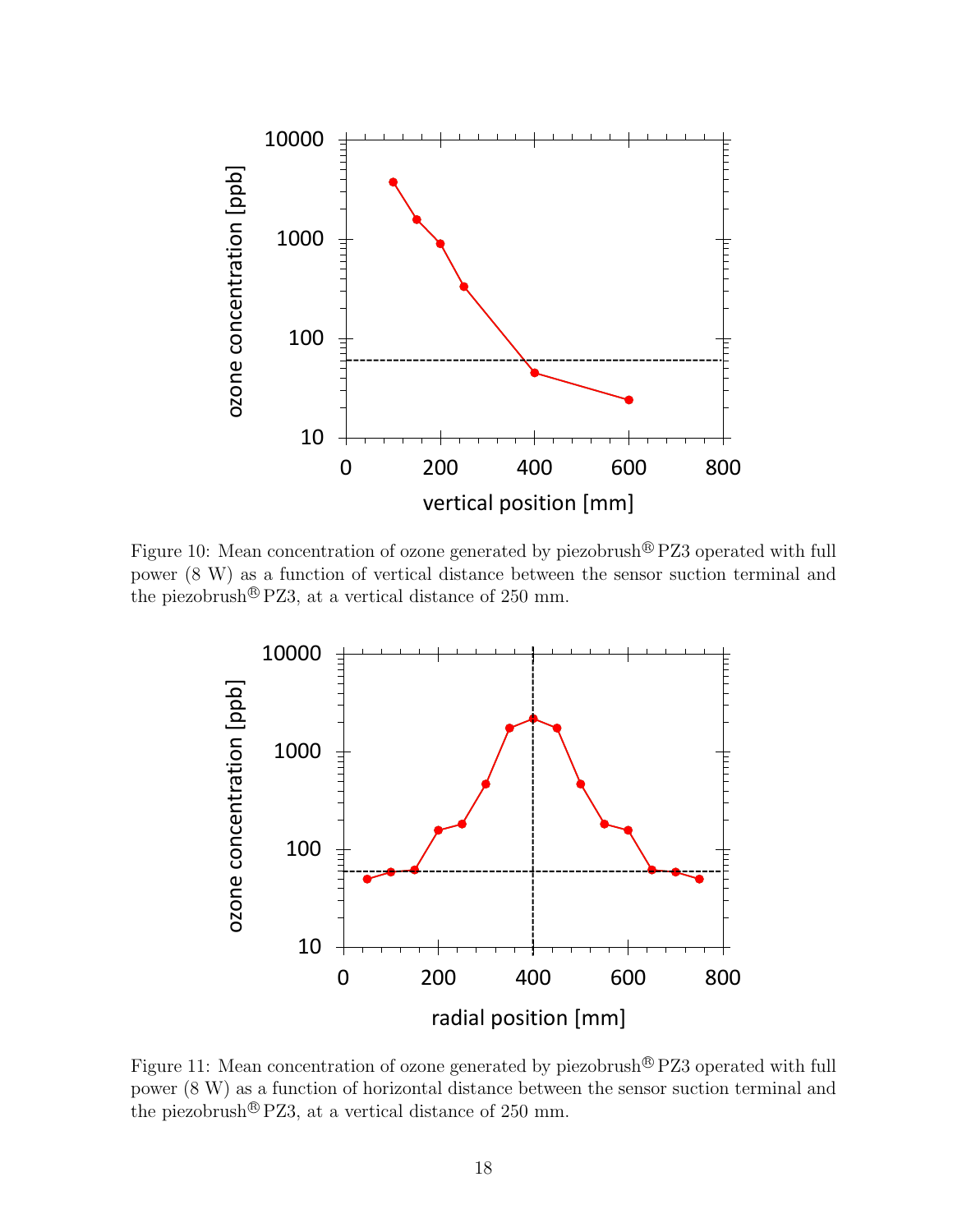Figure 10: Mean concentration of ozone generated by piezobrush® PZ3 operated with full power (8 W) as a function of vertical distance between the sensor suction terminal and the piezobrush® PZ3, at a vertical distance of 250 mm.

Figure 11: Mean concentration of ozone generated by piezobrush® PZ3 operated with full power (8 W) as a function of horizontal distance between the sensor suction terminal and the piezobrush® PZ3, at a vertical distance of 250 mm.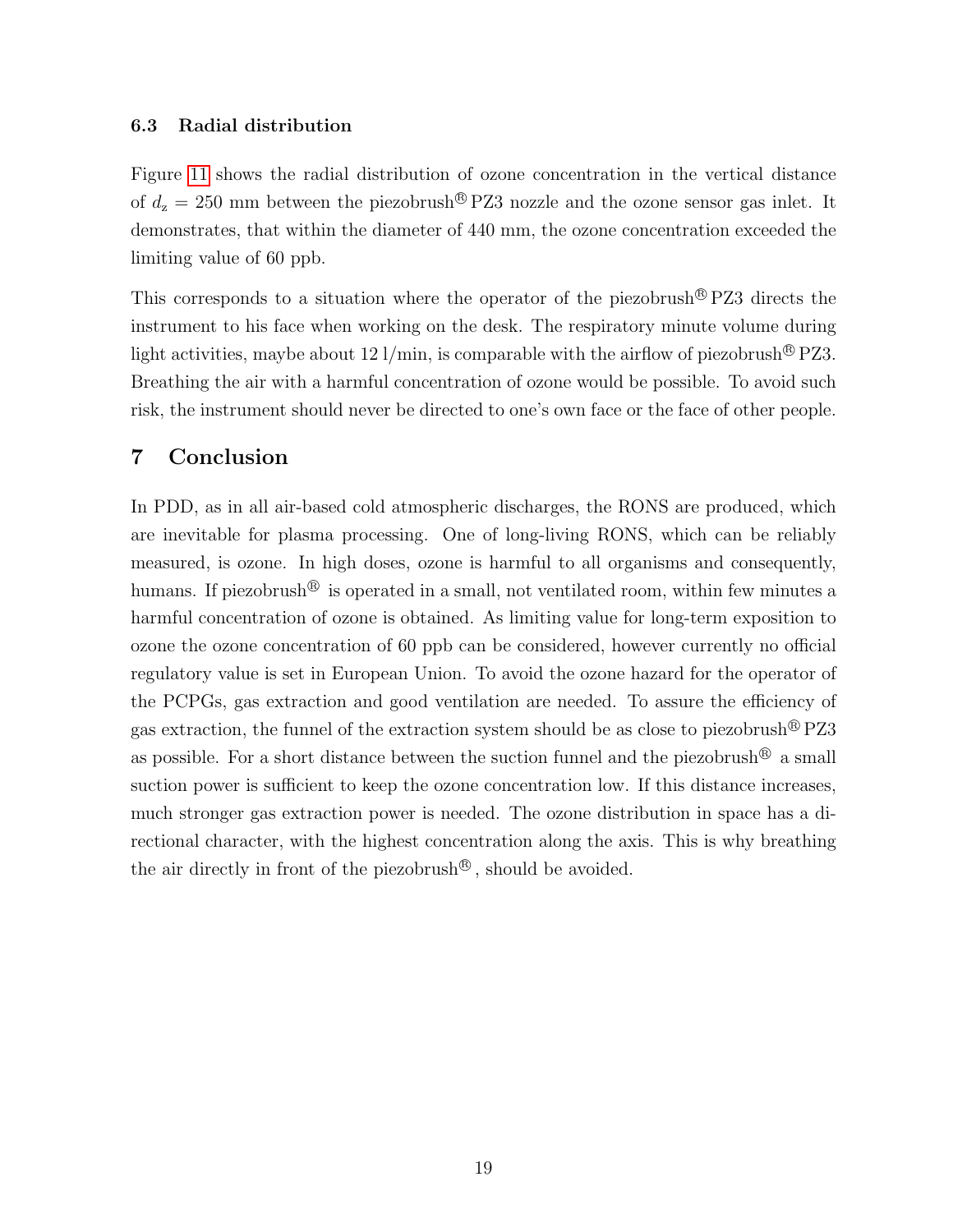### 6.3 Radial distribution

Figure 11 shows the radial distribution of ozone concentration in the vertical distance of $d_\mathrm{z} = 250$ mm between the piezobrush® PZ3 nozzle and the ozone sensor gas inlet. It demonstrates, that within the diameter of 440 mm, the ozone concentration exceeded the limiting value of 60 ppb.

This corresponds to a situation where the operator of the piezobrush® PZ3 directs the instrument to his face when working on the desk. The respiratory minute volume during light activities, maybe about 12 l/min, is comparable with the airflow of piezobrush® PZ3. Breathing the air with a harmful concentration of ozone would be possible. To avoid such risk, the instrument should never be directed to one's own face or the face of other people.

## 7 Conclusion

In PDD, as in all air-based cold atmospheric discharges, the RONS are produced, which are inevitable for plasma processing. One of long-living RONS, which can be reliably measured, is ozone. In high doses, ozone is harmful to all organisms and consequently, humans. If piezobrush® is operated in a small, not ventilated room, within few minutes a harmful concentration of ozone is obtained. As limiting value for long-term exposition to ozone the ozone concentration of 60 ppb can be considered, however currently no official regulatory value is set in European Union. To avoid the ozone hazard for the operator of the PCPGs, gas extraction and good ventilation are needed. To assure the efficiency of gas extraction, the funnel of the extraction system should be as close to piezobrush® PZ3 as possible. For a short distance between the suction funnel and the piezobrush® a small suction power is sufficient to keep the ozone concentration low. If this distance increases, much stronger gas extraction power is needed. The ozone distribution in space has a directional character, with the highest concentration along the axis. This is why breathing the air directly in front of the piezobrush®, should be avoided.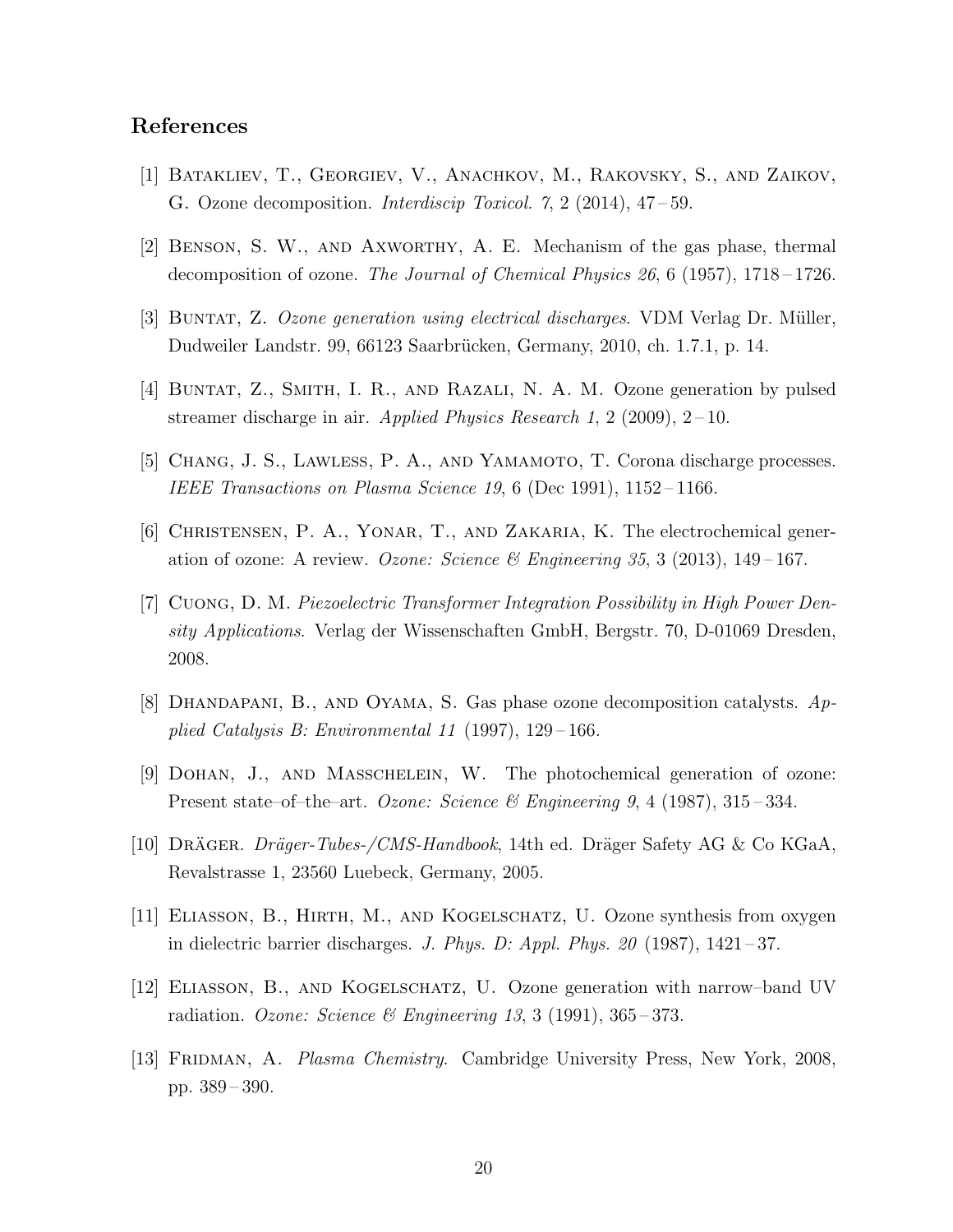## References

[1] Batakliev, T., Georgiev, V., Anachkov, M., Rakovsky, S., and Zaikov, G. Ozone decomposition. *Interdiscip Toxicol. 7*, 2 (2014), 47 – 59.

[2] Benson, S. W., and Axworthy, A. E. Mechanism of the gas phase, thermal decomposition of ozone. *The Journal of Chemical Physics 26*, 6 (1957), 1718 – 1726.

[3] Buntat, Z. *Ozone generation using electrical discharges*. VDM Verlag Dr. Müller, Dudweiler Landstr. 99, 66123 Saarbrücken, Germany, 2010, ch. 1.7.1, p. 14.

[4] Buntat, Z., Smith, I. R., and Razali, N. A. M. Ozone generation by pulsed streamer discharge in air. *Applied Physics Research 1*, 2 (2009), 2 – 10.

[5] Chang, J. S., Lawless, P. A., and Yamamoto, T. Corona discharge processes. *IEEE Transactions on Plasma Science 19*, 6 (Dec 1991), 1152 – 1166.

[6] Christensen, P. A., Yonar, T., and Zakaria, K. The electrochemical generation of ozone: A review. *Ozone: Science & Engineering 35*, 3 (2013), 149 – 167.

[7] Cuong, D. M. *Piezoelectric Transformer Integration Possibility in High Power Density Applications*. Verlag der Wissenschaften GmbH, Bergstr. 70, D-01069 Dresden, 2008.

[8] Dhandapani, B., and Oyama, S. Gas phase ozone decomposition catalysts. *Applied Catalysis B: Environmental 11* (1997), 129 – 166.

[9] Dohan, J., and Masschelein, W. The photochemical generation of ozone: Present state–of–the–art. *Ozone: Science & Engineering 9*, 4 (1987), 315 – 334.

[10] Dräger. *Dräger-Tubes-/CMS-Handbook*, 14th ed. Dräger Safety AG & Co KGaA, Revalstrasse 1, 23560 Luebeck, Germany, 2005.

[11] Eliasson, B., Hirth, M., and Kogelschatz, U. Ozone synthesis from oxygen in dielectric barrier discharges. *J. Phys. D: Appl. Phys. 20* (1987), 1421 – 37.

[12] Eliasson, B., and Kogelschatz, U. Ozone generation with narrow–band UV radiation. *Ozone: Science & Engineering 13*, 3 (1991), 365 – 373.

[13] Fridman, A. *Plasma Chemistry.* Cambridge University Press, New York, 2008, pp. 389 – 390.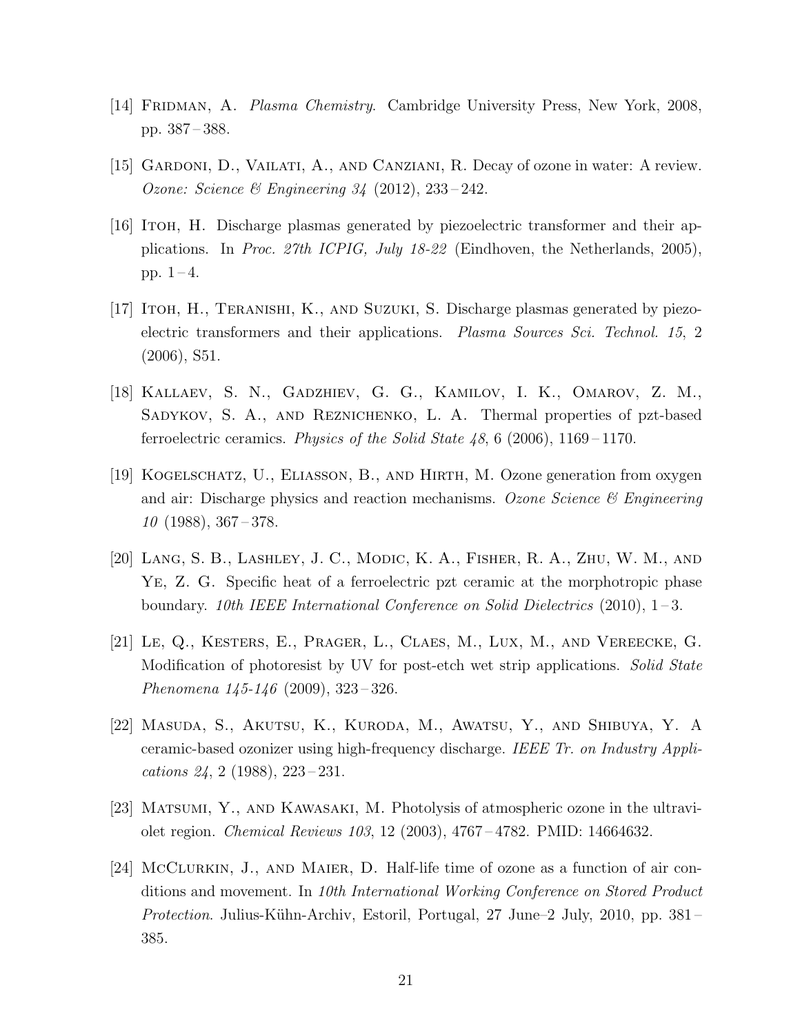[14] Fridman, A. *Plasma Chemistry*. Cambridge University Press, New York, 2008, pp. 387 – 388.

[15] Gardoni, D., Vailati, A., and Canziani, R. Decay of ozone in water: A review. *Ozone: Science & Engineering 34* (2012), 233 – 242.

[16] Itoh, H. Discharge plasmas generated by piezoelectric transformer and their applications. In *Proc. 27th ICPIG, July 18-22* (Eindhoven, the Netherlands, 2005), pp. 1 – 4.

[17] Itoh, H., Teranishi, K., and Suzuki, S. Discharge plasmas generated by piezoelectric transformers and their applications. *Plasma Sources Sci. Technol. 15*, 2 (2006), S51.

[18] Kallaev, S. N., Gadzhiev, G. G., Kamilov, I. K., Omarov, Z. M., Sadykov, S. A., and Reznichenko, L. A. Thermal properties of pzt-based ferroelectric ceramics. *Physics of the Solid State 48*, 6 (2006), 1169 – 1170.

[19] Kogelschatz, U., Eliasson, B., and Hirth, M. Ozone generation from oxygen and air: Discharge physics and reaction mechanisms. *Ozone Science & Engineering 10* (1988), 367 – 378.

[20] Lang, S. B., Lashley, J. C., Modic, K. A., Fisher, R. A., Zhu, W. M., and Ye, Z. G. Specific heat of a ferroelectric pzt ceramic at the morphotropic phase boundary. *10th IEEE International Conference on Solid Dielectrics* (2010), 1 – 3.

[21] Le, Q., Kesters, E., Prager, L., Claes, M., Lux, M., and Vereecke, G. Modification of photoresist by UV for post-etch wet strip applications. *Solid State Phenomena 145-146* (2009), 323 – 326.

[22] Masuda, S., Akutsu, K., Kuroda, M., Awatsu, Y., and Shibuya, Y. A ceramic-based ozonizer using high-frequency discharge. *IEEE Tr. on Industry Applications 24*, 2 (1988), 223 – 231.

[23] Matsumi, Y., and Kawasaki, M. Photolysis of atmospheric ozone in the ultraviolet region. *Chemical Reviews 103*, 12 (2003), 4767 – 4782. PMID: 14664632.

[24] McClurkin, J., and Maier, D. Half-life time of ozone as a function of air conditions and movement. In *10th International Working Conference on Stored Product Protection*. Julius-Kühn-Archiv, Estoril, Portugal, 27 June–2 July, 2010, pp. 381 – 385.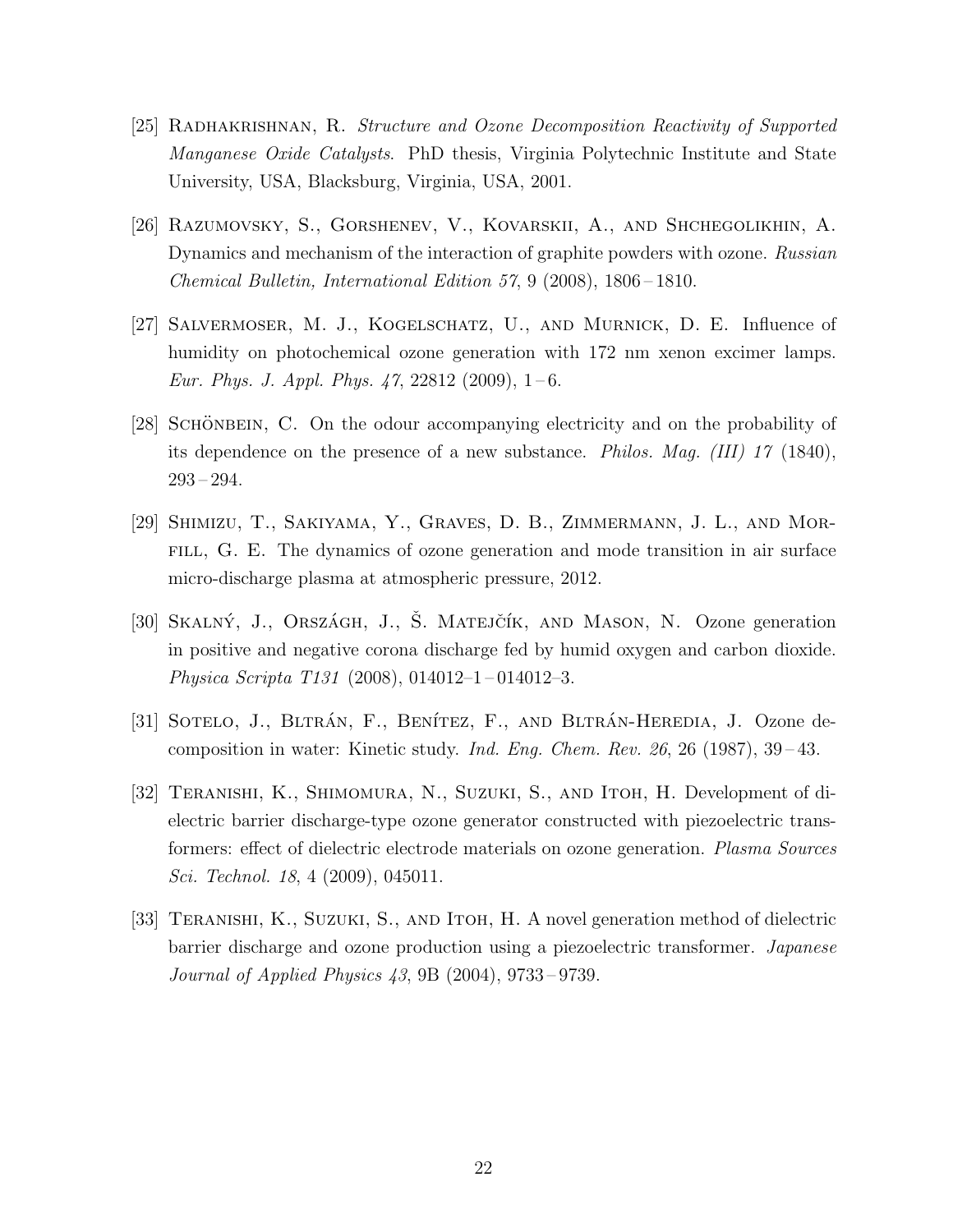[25] Radhakrishnan, R. *Structure and Ozone Decomposition Reactivity of Supported Manganese Oxide Catalysts*. PhD thesis, Virginia Polytechnic Institute and State University, USA, Blacksburg, Virginia, USA, 2001.

[26] Razumovsky, S., Gorshenev, V., Kovarskii, A., and Shchegolikhin, A. Dynamics and mechanism of the interaction of graphite powders with ozone. *Russian Chemical Bulletin, International Edition 57*, 9 (2008), 1806 – 1810.

[27] Salvermoser, M. J., Kogelschatz, U., and Murnick, D. E. Influence of humidity on photochemical ozone generation with 172 nm xenon excimer lamps. *Eur. Phys. J. Appl. Phys. 47*, 22812 (2009), 1 – 6.

[28] Schönbein, C. On the odour accompanying electricity and on the probability of its dependence on the presence of a new substance. *Philos. Mag. (III) 17* (1840), 293 – 294.

[29] Shimizu, T., Sakiyama, Y., Graves, D. B., Zimmermann, J. L., and Morfill, G. E. The dynamics of ozone generation and mode transition in air surface micro-discharge plasma at atmospheric pressure, 2012.

[30] Skalný, J., Országh, J., Š. Matejčík, and Mason, N. Ozone generation in positive and negative corona discharge fed by humid oxygen and carbon dioxide. *Physica Scripta T131* (2008), 014012–1 – 014012–3.

[31] Sotelo, J., Bltrán, F., Benítez, F., and Bltrán-Heredia, J. Ozone decomposition in water: Kinetic study. *Ind. Eng. Chem. Rev. 26*, 26 (1987), 39 – 43.

[32] Teranishi, K., Shimomura, N., Suzuki, S., and Itoh, H. Development of dielectric barrier discharge-type ozone generator constructed with piezoelectric transformers: effect of dielectric electrode materials on ozone generation. *Plasma Sources Sci. Technol. 18*, 4 (2009), 045011.

[33] Teranishi, K., Suzuki, S., and Itoh, H. A novel generation method of dielectric barrier discharge and ozone production using a piezoelectric transformer. *Japanese Journal of Applied Physics 43*, 9B (2004), 9733 – 9739.